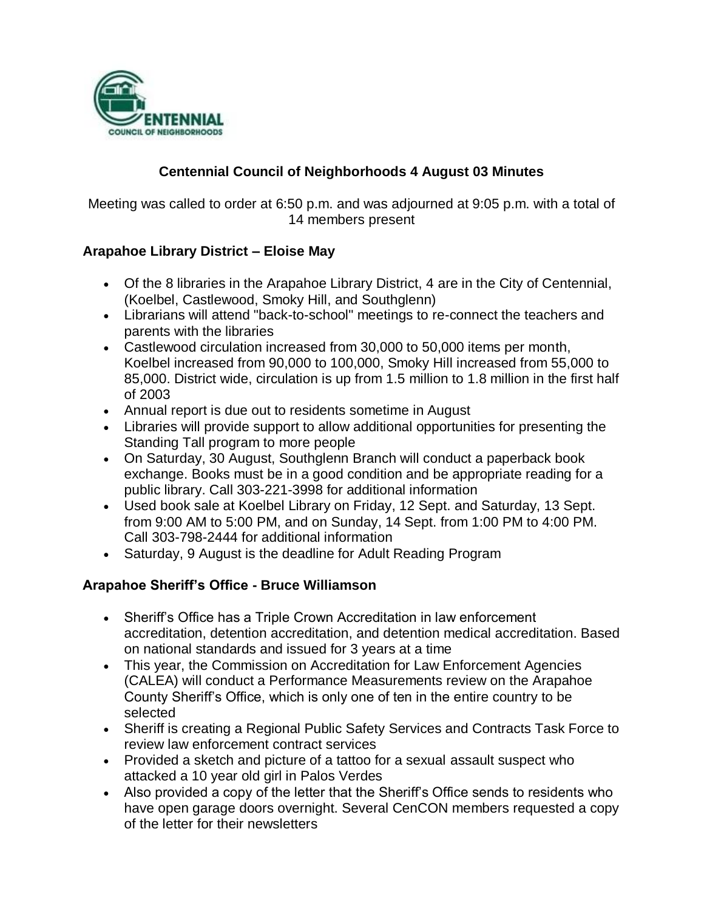# Centennial Council of Neighborhoods 4 August 03 Minutes

Meeting was called to order at 6:50 p.m. and was adjourned at 9:05 p.m. with a total of 14 members present

## Arapahoe Library District – Eloise May

- Of the 8 libraries in the Arapahoe Library District, 4 are in the City of Centennial, (Koelbel, Castlewood, Smoky Hill, and Southglenn)
- Librarians will attend "back-to-school" meetings to re-connect the teachers and parents with the libraries
- Castlewood circulation increased from 30,000 to 50,000 items per month, Koelbel increased from 90,000 to 100,000, Smoky Hill increased from 55,000 to 85,000. District wide, circulation is up from 1.5 million to 1.8 million in the first half of 2003
- Annual report is due out to residents sometime in August
- Libraries will provide support to allow additional opportunities for presenting the Standing Tall program to more people
- On Saturday, 30 August, Southglenn Branch will conduct a paperback book exchange. Books must be in a good condition and be appropriate reading for a public library. Call 303-221-3998 for additional information
- Used book sale at Koelbel Library on Friday, 12 Sept. and Saturday, 13 Sept. from 9:00 AM to 5:00 PM, and on Sunday, 14 Sept. from 1:00 PM to 4:00 PM. Call 303-798-2444 for additional information
- Saturday, 9 August is the deadline for Adult Reading Program

## Arapahoe Sheriff's Office - Bruce Williamson

- Sheriff's Office has a Triple Crown Accreditation in law enforcement accreditation, detention accreditation, and detention medical accreditation. Based on national standards and issued for 3 years at a time
- This year, the Commission on Accreditation for Law Enforcement Agencies (CALEA) will conduct a Performance Measurements review on the Arapahoe County Sheriff's Office, which is only one of ten in the entire country to be selected
- Sheriff is creating a Regional Public Safety Services and Contracts Task Force to review law enforcement contract services
- Provided a sketch and picture of a tattoo for a sexual assault suspect who attacked a 10 year old girl in Palos Verdes
- Also provided a copy of the letter that the Sheriff's Office sends to residents who have open garage doors overnight. Several CenCON members requested a copy of the letter for their newsletters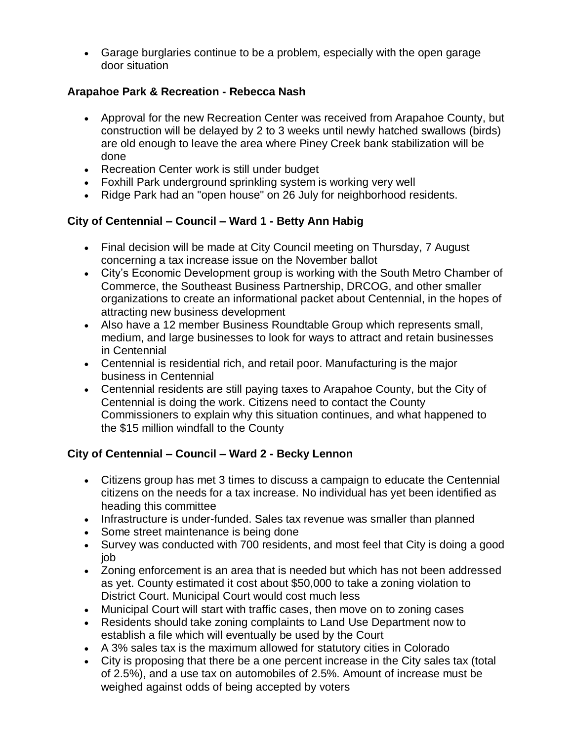- Garage burglaries continue to be a problem, especially with the open garage door situation

**Arapahoe Park & Recreation - Rebecca Nash**

- Approval for the new Recreation Center was received from Arapahoe County, but construction will be delayed by 2 to 3 weeks until newly hatched swallows (birds) are old enough to leave the area where Piney Creek bank stabilization will be done
- Recreation Center work is still under budget
- Foxhill Park underground sprinkling system is working very well
- Ridge Park had an "open house" on 26 July for neighborhood residents.

**City of Centennial – Council – Ward 1 - Betty Ann Habig**

- Final decision will be made at City Council meeting on Thursday, 7 August concerning a tax increase issue on the November ballot
- City's Economic Development group is working with the South Metro Chamber of Commerce, the Southeast Business Partnership, DRCOG, and other smaller organizations to create an informational packet about Centennial, in the hopes of attracting new business development
- Also have a 12 member Business Roundtable Group which represents small, medium, and large businesses to look for ways to attract and retain businesses in Centennial
- Centennial is residential rich, and retail poor. Manufacturing is the major business in Centennial
- Centennial residents are still paying taxes to Arapahoe County, but the City of Centennial is doing the work. Citizens need to contact the County Commissioners to explain why this situation continues, and what happened to the $15 million windfall to the County

**City of Centennial – Council – Ward 2 - Becky Lennon**

- Citizens group has met 3 times to discuss a campaign to educate the Centennial citizens on the needs for a tax increase. No individual has yet been identified as heading this committee
- Infrastructure is under-funded. Sales tax revenue was smaller than planned
- Some street maintenance is being done
- Survey was conducted with 700 residents, and most feel that City is doing a good job
- Zoning enforcement is an area that is needed but which has not been addressed as yet. County estimated it cost about $50,000 to take a zoning violation to District Court. Municipal Court would cost much less
- Municipal Court will start with traffic cases, then move on to zoning cases
- Residents should take zoning complaints to Land Use Department now to establish a file which will eventually be used by the Court
- A 3% sales tax is the maximum allowed for statutory cities in Colorado
- City is proposing that there be a one percent increase in the City sales tax (total of 2.5%), and a use tax on automobiles of 2.5%. Amount of increase must be weighed against odds of being accepted by voters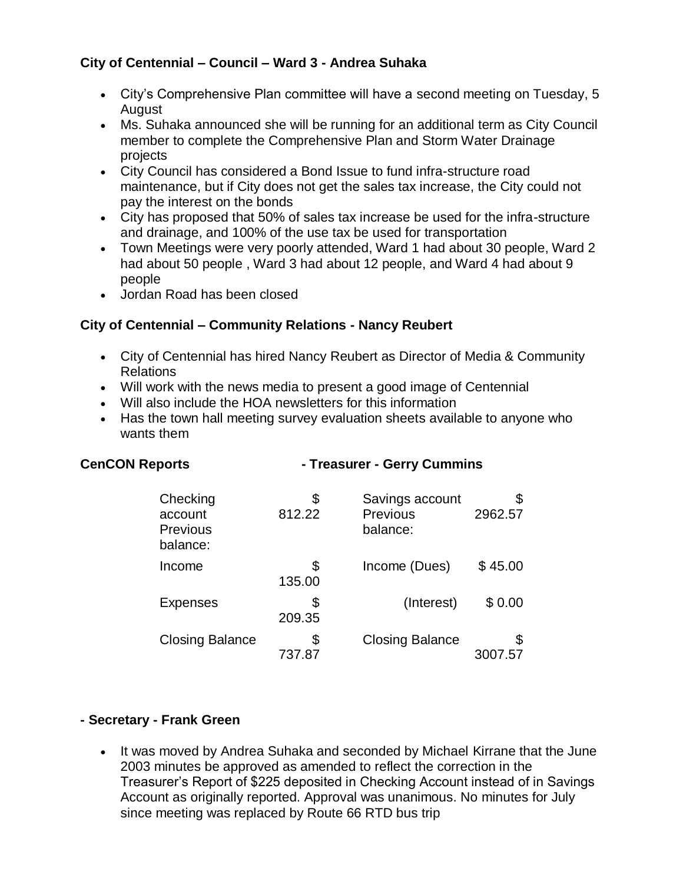**City of Centennial – Council – Ward 3 - Andrea Suhaka**

- City's Comprehensive Plan committee will have a second meeting on Tuesday, 5 August
- Ms. Suhaka announced she will be running for an additional term as City Council member to complete the Comprehensive Plan and Storm Water Drainage projects
- City Council has considered a Bond Issue to fund infra-structure road maintenance, but if City does not get the sales tax increase, the City could not pay the interest on the bonds
- City has proposed that 50% of sales tax increase be used for the infra-structure and drainage, and 100% of the use tax be used for transportation
- Town Meetings were very poorly attended, Ward 1 had about 30 people, Ward 2 had about 50 people , Ward 3 had about 12 people, and Ward 4 had about 9 people
- Jordan Road has been closed

**City of Centennial – Community Relations - Nancy Reubert**

- City of Centennial has hired Nancy Reubert as Director of Media & Community Relations
- Will work with the news media to present a good image of Centennial
- Will also include the HOA newsletters for this information
- Has the town hall meeting survey evaluation sheets available to anyone who wants them

**CenCON Reports - Treasurer - Gerry Cummins**

| | | | |
|---|---|---|---|
| Checking account Previous balance: | $ 812.22 | Savings account Previous balance: | $ 2962.57 |
| Income | $ 135.00 | Income (Dues) | $ 45.00 |
| Expenses | $ 209.35 | (Interest) | $ 0.00 |
| Closing Balance | $ 737.87 | Closing Balance | $ 3007.57 |

**- Secretary - Frank Green**

- It was moved by Andrea Suhaka and seconded by Michael Kirrane that the June 2003 minutes be approved as amended to reflect the correction in the Treasurer's Report of $225 deposited in Checking Account instead of in Savings Account as originally reported. Approval was unanimous. No minutes for July since meeting was replaced by Route 66 RTD bus trip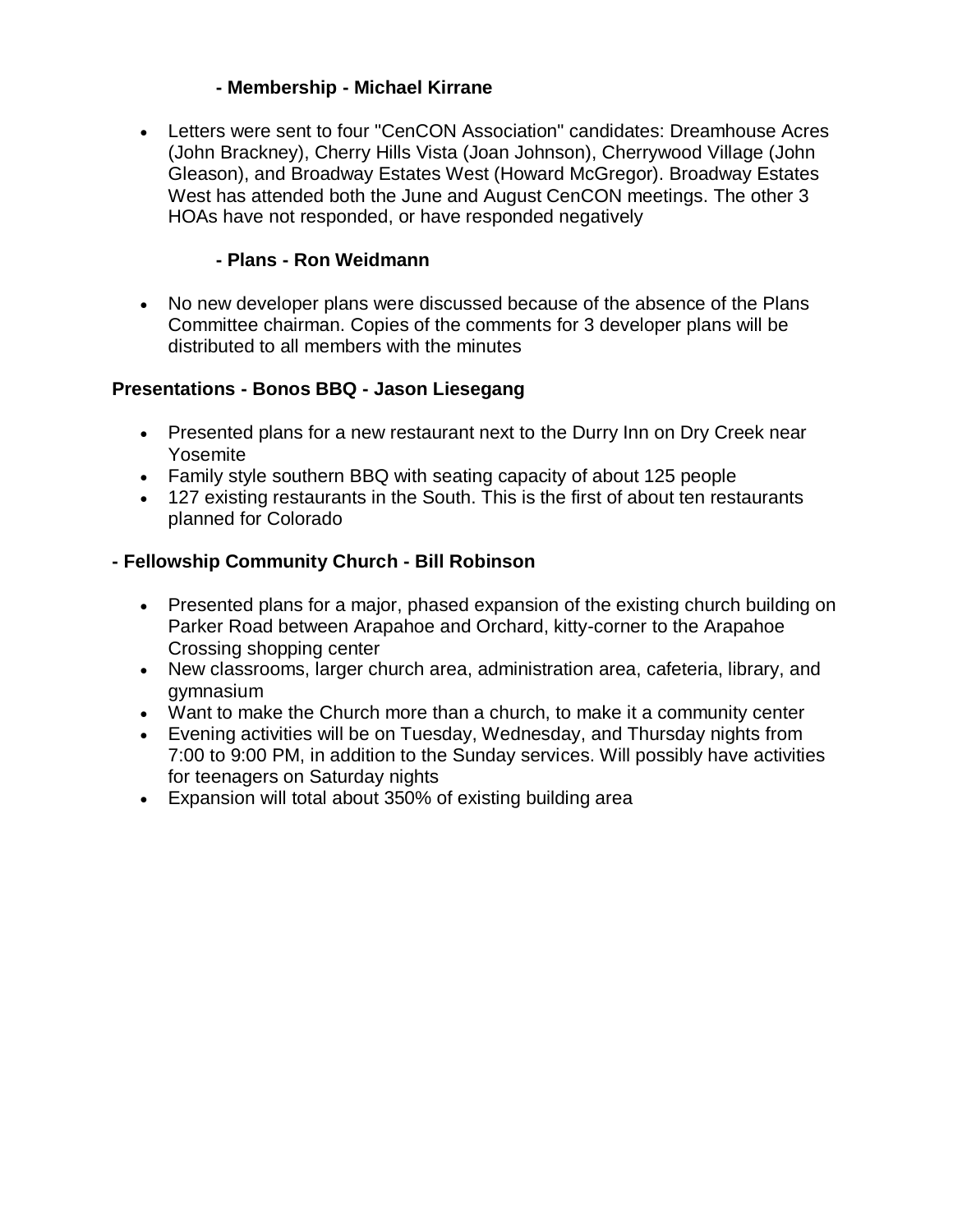**- Membership - Michael Kirrane**

- Letters were sent to four "CenCON Association" candidates: Dreamhouse Acres (John Brackney), Cherry Hills Vista (Joan Johnson), Cherrywood Village (John Gleason), and Broadway Estates West (Howard McGregor). Broadway Estates West has attended both the June and August CenCON meetings. The other 3 HOAs have not responded, or have responded negatively

**- Plans - Ron Weidmann**

- No new developer plans were discussed because of the absence of the Plans Committee chairman. Copies of the comments for 3 developer plans will be distributed to all members with the minutes

**Presentations - Bonos BBQ - Jason Liesegang**

- Presented plans for a new restaurant next to the Durry Inn on Dry Creek near Yosemite
- Family style southern BBQ with seating capacity of about 125 people
- 127 existing restaurants in the South. This is the first of about ten restaurants planned for Colorado

**- Fellowship Community Church - Bill Robinson**

- Presented plans for a major, phased expansion of the existing church building on Parker Road between Arapahoe and Orchard, kitty-corner to the Arapahoe Crossing shopping center
- New classrooms, larger church area, administration area, cafeteria, library, and gymnasium
- Want to make the Church more than a church, to make it a community center
- Evening activities will be on Tuesday, Wednesday, and Thursday nights from 7:00 to 9:00 PM, in addition to the Sunday services. Will possibly have activities for teenagers on Saturday nights
- Expansion will total about 350% of existing building area